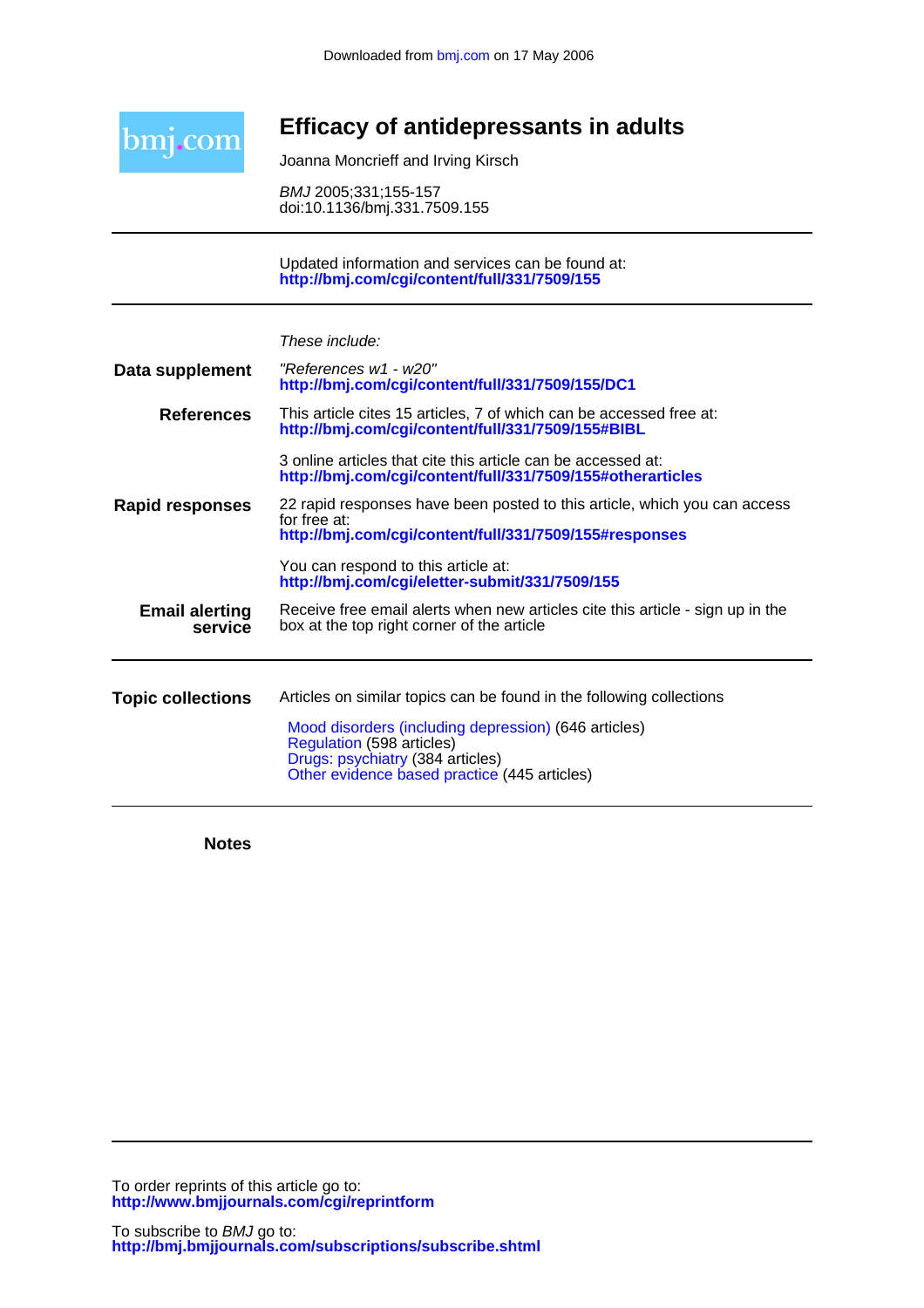Downloaded from bmj.com on 17 May 2006

# Efficacy of antidepressants in adults

Joanna Moncrieff and Irving Kirsch

*BMJ* 2005;331;155-157
doi:10.1136/bmj.331.7509.155

---

Updated information and services can be found at:
**http://bmj.com/cgi/content/full/331/7509/155**

---

*These include:*

**Data supplement**

*"References w1 - w20"*
**http://bmj.com/cgi/content/full/331/7509/155/DC1**

**References**

This article cites 15 articles, 7 of which can be accessed free at:
**http://bmj.com/cgi/content/full/331/7509/155#BIBL**

3 online articles that cite this article can be accessed at:
**http://bmj.com/cgi/content/full/331/7509/155#otherarticles**

**Rapid responses**

22 rapid responses have been posted to this article, which you can access for free at:
**http://bmj.com/cgi/content/full/331/7509/155#responses**

You can respond to this article at:
**http://bmj.com/cgi/eletter-submit/331/7509/155**

**Email alerting service**

Receive free email alerts when new articles cite this article - sign up in the box at the top right corner of the article

---

**Topic collections**

Articles on similar topics can be found in the following collections

Mood disorders (including depression) (646 articles)
Regulation (598 articles)
Drugs: psychiatry (384 articles)
Other evidence based practice (445 articles)

---

**Notes**

---

To order reprints of this article go to:
**http://www.bmjjournals.com/cgi/reprintform**

To subscribe to *BMJ* go to:
**http://bmj.bmjjournals.com/subscriptions/subscribe.shtml**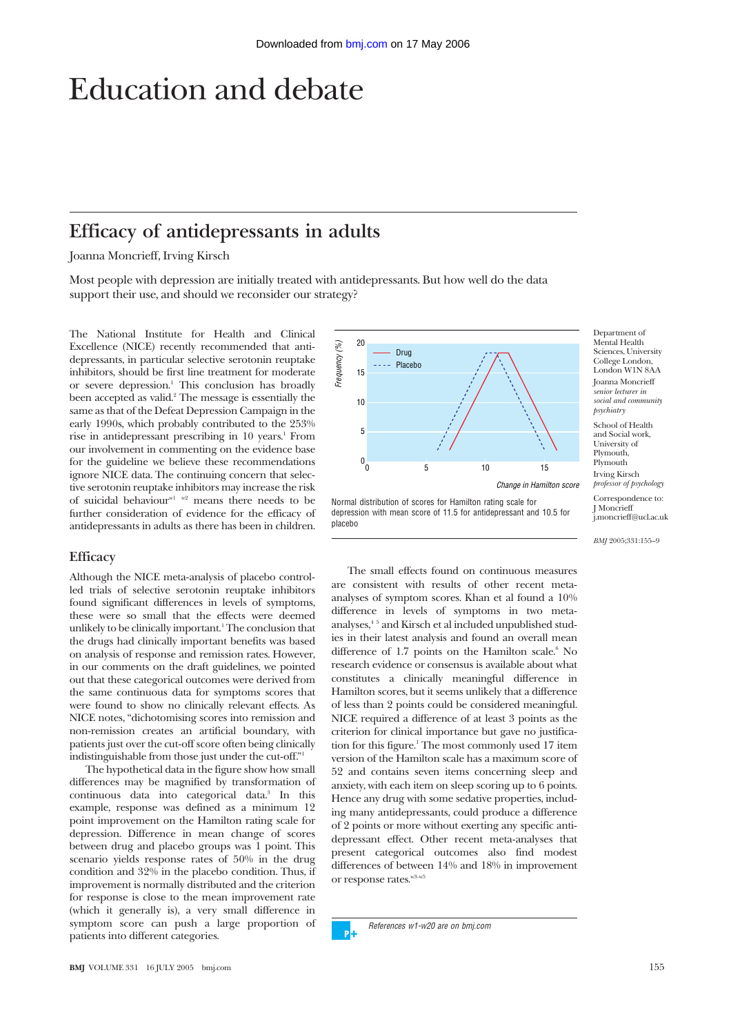# Education and debate

## Efficacy of antidepressants in adults

Joanna Moncrieff, Irving Kirsch

Most people with depression are initially treated with antidepressants. But how well do the data support their use, and should we reconsider our strategy?

Department of Mental Health Sciences, University College London, London W1N 8AA
Joanna Moncrieff *senior lecturer in social and community psychiatry*

School of Health and Social work, University of Plymouth, Plymouth
Irving Kirsch *professor of psychology*

Correspondence to: J Moncrieff j.moncrieff@ucl.ac.uk

*BMJ* 2005;331:155–9

The National Institute for Health and Clinical Excellence (NICE) recently recommended that antidepressants, in particular selective serotonin reuptake inhibitors, should be first line treatment for moderate or severe depression.[1] This conclusion has broadly been accepted as valid.[2] The message is essentially the same as that of the Defeat Depression Campaign in the early 1990s, which probably contributed to the 253% rise in antidepressant prescribing in 10 years.[1] From our involvement in commenting on the evidence base for the guideline we believe these recommendations ignore NICE data. The continuing concern that selective serotonin reuptake inhibitors may increase the risk of suicidal behaviour[w1 w2] means there needs to be further consideration of evidence for the efficacy of antidepressants in adults as there has been in children.

### Efficacy

Although the NICE meta-analysis of placebo controlled trials of selective serotonin reuptake inhibitors found significant differences in levels of symptoms, these were so small that the effects were deemed unlikely to be clinically important.[1] The conclusion that the drugs had clinically important benefits was based on analysis of response and remission rates. However, in our comments on the draft guidelines, we pointed out that these categorical outcomes were derived from the same continuous data for symptoms scores that were found to show no clinically relevant effects. As NICE notes, "dichotomising scores into remission and non-remission creates an artificial boundary, with patients just over the cut-off score often being clinically indistinguishable from those just under the cut-off."[1]

The hypothetical data in the figure show how small differences may be magnified by transformation of continuous data into categorical data.[3] In this example, response was defined as a minimum 12 point improvement on the Hamilton rating scale for depression. Difference in mean change of scores between drug and placebo groups was 1 point. This scenario yields response rates of 50% in the drug condition and 32% in the placebo condition. Thus, if improvement is normally distributed and the criterion for response is close to the mean improvement rate (which it generally is), a very small difference in symptom score can push a large proportion of patients into different categories.

Normal distribution of scores for Hamilton rating scale for depression with mean score of 11.5 for antidepressant and 10.5 for placebo

The small effects found on continuous measures are consistent with results of other recent meta-analyses of symptom scores. Khan et al found a 10% difference in levels of symptoms in two meta-analyses,[4 5] and Kirsch et al included unpublished studies in their latest analysis and found an overall mean difference of 1.7 points on the Hamilton scale.[6] No research evidence or consensus is available about what constitutes a clinically meaningful difference in Hamilton scores, but it seems unlikely that a difference of less than 2 points could be considered meaningful. NICE required a difference of at least 3 points as the criterion for clinical importance but gave no justification for this figure.[1] The most commonly used 17 item version of the Hamilton scale has a maximum score of 52 and contains seven items concerning sleep and anxiety, with each item on sleep scoring up to 6 points. Hence any drug with some sedative properties, including many antidepressants, could produce a difference of 2 points or more without exerting any specific antidepressant effect. Other recent meta-analyses that present categorical outcomes also find modest differences of between 14% and 18% in improvement or response rates.[w3-w5]

References w1-w20 are on bmj.com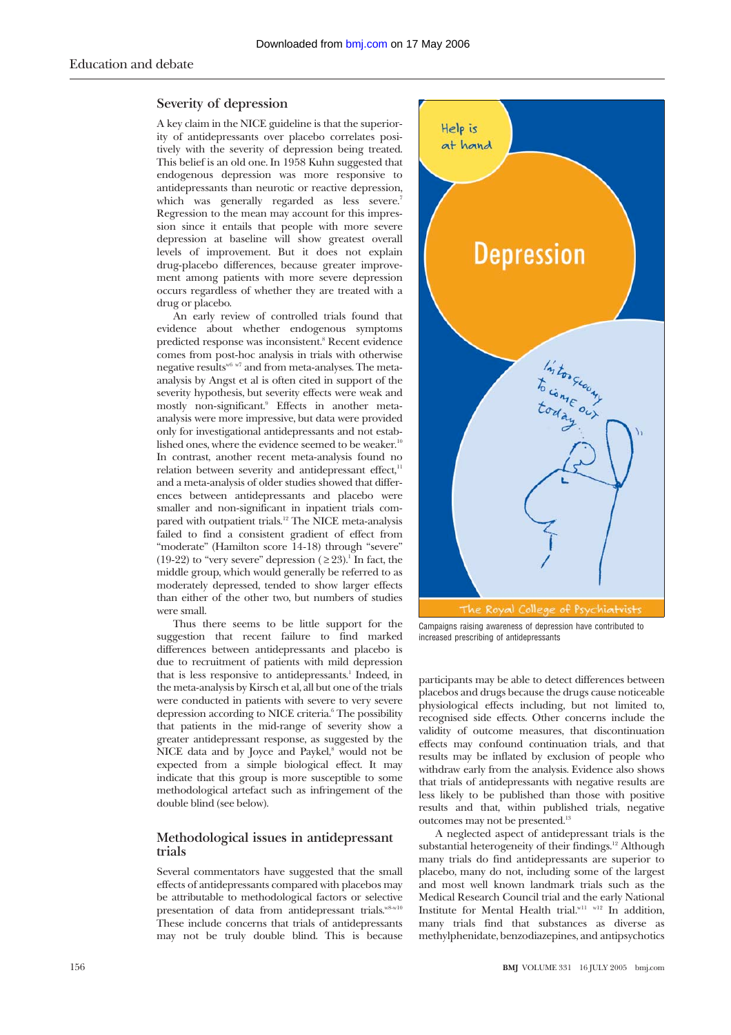## Severity of depression

A key claim in the NICE guideline is that the superiority of antidepressants over placebo correlates positively with the severity of depression being treated. This belief is an old one. In 1958 Kuhn suggested that endogenous depression was more responsive to antidepressants than neurotic or reactive depression, which was generally regarded as less severe.[7] Regression to the mean may account for this impression since it entails that people with more severe depression at baseline will show greatest overall levels of improvement. But it does not explain drug-placebo differences, because greater improvement among patients with more severe depression occurs regardless of whether they are treated with a drug or placebo.

An early review of controlled trials found that evidence about whether endogenous symptoms predicted response was inconsistent.[8] Recent evidence comes from post-hoc analysis in trials with otherwise negative results[w6 w7] and from meta-analyses. The meta-analysis by Angst et al is often cited in support of the severity hypothesis, but severity effects were weak and mostly non-significant.[9] Effects in another meta-analysis were more impressive, but data were provided only for investigational antidepressants and not established ones, where the evidence seemed to be weaker.[10] In contrast, another recent meta-analysis found no relation between severity and antidepressant effect,[11] and a meta-analysis of older studies showed that differences between antidepressants and placebo were smaller and non-significant in inpatient trials compared with outpatient trials.[12] The NICE meta-analysis failed to find a consistent gradient of effect from "moderate" (Hamilton score 14-18) through "severe" (19-22) to "very severe" depression (≥23).[1] In fact, the middle group, which would generally be referred to as moderately depressed, tended to show larger effects than either of the other two, but numbers of studies were small.

Thus there seems to be little support for the suggestion that recent failure to find marked differences between antidepressants and placebo is due to recruitment of patients with mild depression that is less responsive to antidepressants.[1] Indeed, in the meta-analysis by Kirsch et al, all but one of the trials were conducted in patients with severe to very severe depression according to NICE criteria.[6] The possibility that patients in the mid-range of severity show a greater antidepressant response, as suggested by the NICE data and by Joyce and Paykel,[8] would not be expected from a simple biological effect. It may indicate that this group is more susceptible to some methodological artefact such as infringement of the double blind (see below).

## Methodological issues in antidepressant trials

Several commentators have suggested that the small effects of antidepressants compared with placebos may be attributable to methodological factors or selective presentation of data from antidepressant trials.[w8-w10] These include concerns that trials of antidepressants may not be truly double blind. This is because participants may be able to detect differences between placebos and drugs because the drugs cause noticeable physiological effects including, but not limited to, recognised side effects. Other concerns include the validity of outcome measures, that discontinuation effects may confound continuation trials, and that results may be inflated by exclusion of people who withdraw early from the analysis. Evidence also shows that trials of antidepressants with negative results are less likely to be published than those with positive results and that, within published trials, negative outcomes may not be presented.[13]

Campaigns raising awareness of depression have contributed to increased prescribing of antidepressants

A neglected aspect of antidepressant trials is the substantial heterogeneity of their findings.[12] Although many trials do find antidepressants are superior to placebo, many do not, including some of the largest and most well known landmark trials such as the Medical Research Council trial and the early National Institute for Mental Health trial.[w11 w12] In addition, many trials find that substances as diverse as methylphenidate, benzodiazepines, and antipsychotics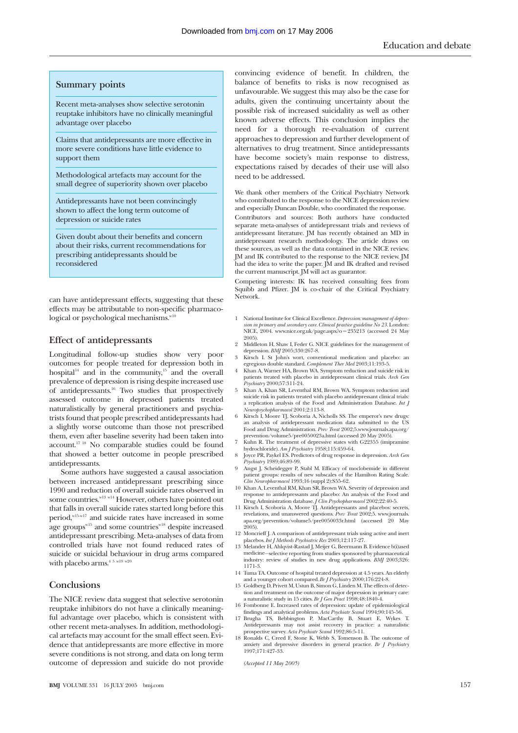## Summary points

Recent meta-analyses show selective serotonin reuptake inhibitors have no clinically meaningful advantage over placebo

Claims that antidepressants are more effective in more severe conditions have little evidence to support them

Methodological artefacts may account for the small degree of superiority shown over placebo

Antidepressants have not been convincingly shown to affect the long term outcome of depression or suicide rates

Given doubt about their benefits and concern about their risks, current recommendations for prescribing antidepressants should be reconsidered

can have antidepressant effects, suggesting that these effects may be attributable to non-specific pharmacological or psychological mechanisms.[w10]

## Effect of antidepressants

Longitudinal follow-up studies show very poor outcomes for people treated for depression both in hospital[14] and in the community,[15] and the overall prevalence of depression is rising despite increased use of antidepressants.[16] Two studies that prospectively assessed outcome in depressed patients treated naturalistically by general practitioners and psychiatrists found that people prescribed antidepressants had a slightly worse outcome than those not prescribed them, even after baseline severity had been taken into account.[17 18] No comparable studies could be found that showed a better outcome in people prescribed antidepressants.

Some authors have suggested a causal association between increased antidepressant prescribing since 1990 and reduction of overall suicide rates observed in some countries.[w13 w14] However, others have pointed out that falls in overall suicide rates started long before this period,[w15-w17] and suicide rates have increased in some age groups[w15] and some countries[w18] despite increased antidepressant prescribing. Meta-analyses of data from controlled trials have not found reduced rates of suicide or suicidal behaviour in drug arms compared with placebo arms.[4 5 w19 w20]

## Conclusions

The NICE review data suggest that selective serotonin reuptake inhibitors do not have a clinically meaningful advantage over placebo, which is consistent with other recent meta-analyses. In addition, methodological artefacts may account for the small effect seen. Evidence that antidepressants are more effective in more severe conditions is not strong, and data on long term outcome of depression and suicide do not provide convincing evidence of benefit. In children, the balance of benefits to risks is now recognised as unfavourable. We suggest this may also be the case for adults, given the continuing uncertainty about the possible risk of increased suicidality as well as other known adverse effects. This conclusion implies the need for a thorough re-evaluation of current approaches to depression and further development of alternatives to drug treatment. Since antidepressants have become society's main response to distress, expectations raised by decades of their use will also need to be addressed.

We thank other members of the Critical Psychiatry Network who contributed to the response to the NICE depression review and especially Duncan Double, who coordinated the response.

Contributors and sources: Both authors have conducted separate meta-analyses of antidepressant trials and reviews of antidepressant literature. JM has recently obtained an MD in antidepressant research methodology. The article draws on these sources, as well as the data contained in the NICE review. JM and IK contributed to the response to the NICE review. JM had the idea to write the paper. JM and IK drafted and revised the current manuscript. JM will act as guarantor.

Competing interests: IK has received consulting fees from Squibb and Pfizer. JM is co-chair of the Critical Psychiatry Network.

1. National Institute for Clinical Excellence. *Depression: management of depression in primary and secondary care. Clinical practice guideline No 23.* London: NICE, 2004. www.nice.org.uk/page.aspx?o=235213 (accessed 24 May 2005).
2. Middleton H, Shaw I, Feder G. NICE guidelines for the management of depression. *BMJ* 2005;330:267-8.
3. Kirsch I. St John's wort, conventional medication and placebo: an egregious double standard. *Complement Ther Med* 2003;11:193-5.
4. Khan A, Warner HA, Brown WA. Symptom reduction and suicide risk in patients treated with placebo in antidepressant clinical trials. *Arch Gen Psychiatry* 2000;57:311-24.
5. Khan A, Khan SR, Leventhal RM, Brown WA. Symptom reduction and suicide risk in patients treated with placebo antidepressant clinical trials: a replication analysis of the Food and Administration Database. *Int J Neuropsychopharmacol* 2001;2:113-8.
6. Kirsch I, Moore TJ, Scoboria A, Nicholls SS. The emperor's new drugs: an analysis of antidepressant medication data submitted to the US Food and Drug Administration. *Prev Treat* 2002;5.www.journals.apa.org/prevention/volume5/pre0050023a.html (accessed 20 May 2005).
7. Kuhn R. The treatment of depressive states with G22355 (imipramine hydrochloride). *Am J Psychiatry* 1958;115:459-64.
8. Joyce PR, Paykel ES. Predictors of drug response in depression. *Arch Gen Psychiatry* 1989;46:89-99.
9. Angst J, Scheidegger P, Stabl M. Efficacy of moclobemide in different patient groups: results of new subscales of the Hamilton Rating Scale. *Clin Neuropharmacol* 1993;16 (suppl 2):S55-62.
10. Khan A, Leventhal RM, Khan SR, Brown WA. Severity of depression and response to antidepressants and placebo: An analysis of the Food and Drug Administration database. *J Clin Psychopharmacol* 2002;22:40-5.
11. Kirsch I, Scoboria A, Moore TJ. Antidepressants and placebos: secrets, revelations, and unanswered questions. *Prev Treat* 2002;5. www.journals.apa.org/prevention/volume5/pre0050033r.html (accessed 20 May 2005).
12. Moncrieff J. A comparison of antidepressant trials using active and inert placebos. *Int J Methods Psychiatric Res* 2003;12:117-27.
13. Melander H, Ahlqvist-Rastad J, Meijer G, Beermann B. Evidence b(i)ased medicine—selective reporting from studies sponsored by pharmaceutical industry: review of studies in new drug applications. *BMJ* 2003;326:1171-3.
14. Tuma TA. Outcome of hospital treated depression at 4.5 years. An elderly and a younger cohort compared. *Br J Psychiatry* 2000;176:224-8.
15. Goldberg D, Privett M, Ustun B, Simon G, Linden M. The effects of detection and treatment on the outcome of major depression in primary care: a naturalistic study in 15 cities. *Br J Gen Pract* 1998;48:1840-4.
16. Fombonne E. Increased rates of depression: update of epidemiological findings and analytical problems. *Acta Psychiatr Scand* 1994;90:145-56.
17. Brugha TS, Bebbington P, MacCarthy B, Stuart E, Wykes T. Antidepressants may not assist recovery in practice: a naturalistic prospective survey. *Acta Psychiatr Scand* 1992;86:5-11.
18. Ronalds C, Creed F, Stone K, Webb S, Tomenson B. The outcome of anxiety and depressive disorders in general practice. *Br J Psychiatry* 1997;171:427-33.

*(Accepted 11 May 2005)*